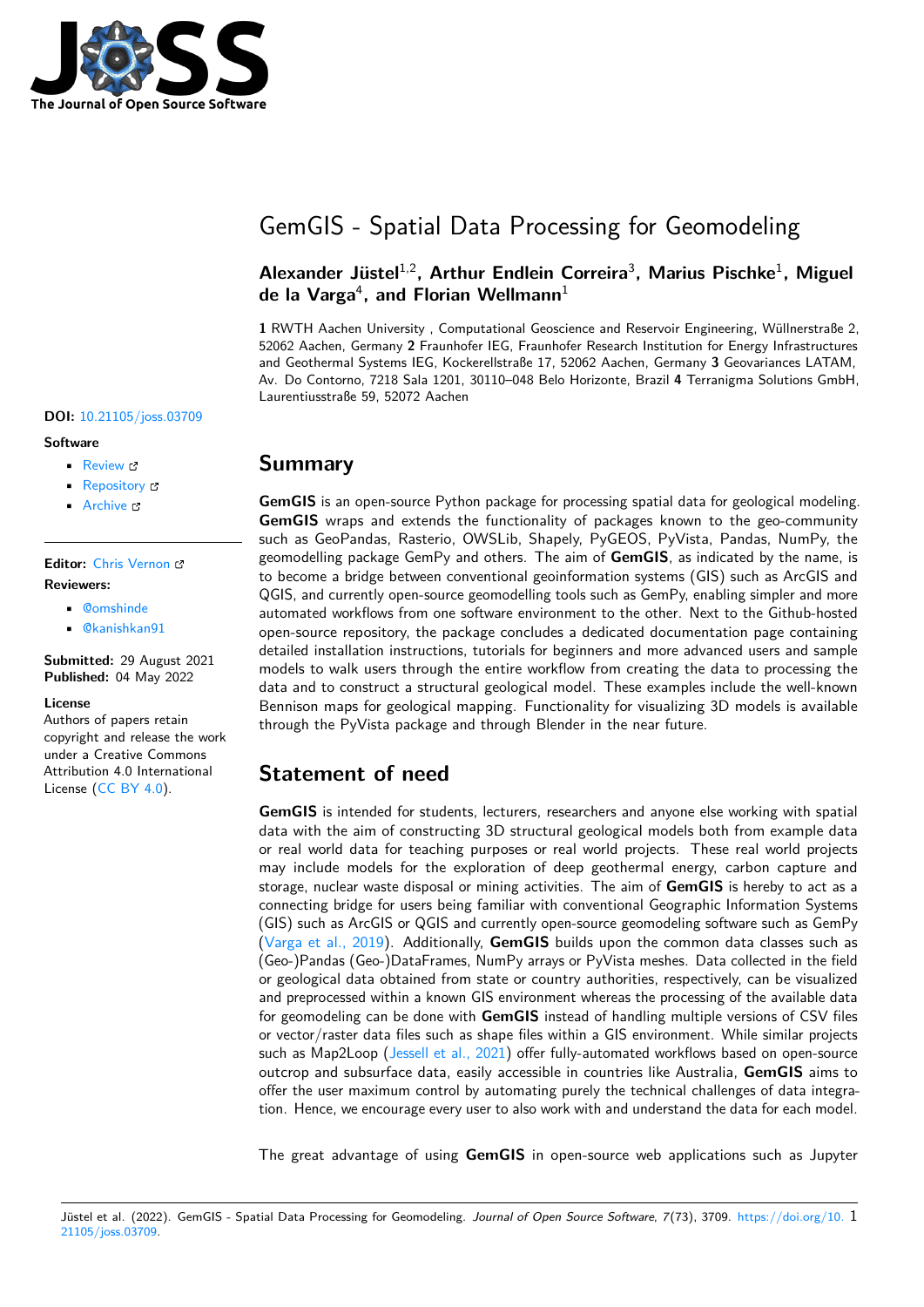# GemGIS - Spatial Data Processing for Geomodeling

**Alexander Jüstel[1,2], Arthur Endlein Correira[3], Marius Pischke[1], Miguel de la Varga[4], and Florian Wellmann[1]**

**1** RWTH Aachen University , Computational Geoscience and Reservoir Engineering, Wüllnerstraße 2, 52062 Aachen, Germany **2** Fraunhofer IEG, Fraunhofer Research Institution for Energy Infrastructures and Geothermal Systems IEG, Kockerellstraße 17, 52062 Aachen, Germany **3** Geovariances LATAM, Av. Do Contorno, 7218 Sala 1201, 30110–048 Belo Horizonte, Brazil **4** Terranigma Solutions GmbH, Laurentiusstraße 59, 52072 Aachen

**DOI:** 10.21105/joss.03709

**Software**

- Review
- Repository
- Archive

**Editor:** Chris Vernon

**Reviewers:**

- @omshinde
- @kanishkan91

**Submitted:** 29 August 2021
**Published:** 04 May 2022

**License**
Authors of papers retain copyright and release the work under a Creative Commons Attribution 4.0 International License (CC BY 4.0).

## Summary

**GemGIS** is an open-source Python package for processing spatial data for geological modeling. **GemGIS** wraps and extends the functionality of packages known to the geo-community such as GeoPandas, Rasterio, OWSLib, Shapely, PyGEOS, PyVista, Pandas, NumPy, the geomodelling package GemPy and others. The aim of **GemGIS**, as indicated by the name, is to become a bridge between conventional geoinformation systems (GIS) such as ArcGIS and QGIS, and currently open-source geomodelling tools such as GemPy, enabling simpler and more automated workflows from one software environment to the other. Next to the Github-hosted open-source repository, the package concludes a dedicated documentation page containing detailed installation instructions, tutorials for beginners and more advanced users and sample models to walk users through the entire workflow from creating the data to processing the data and to construct a structural geological model. These examples include the well-known Bennison maps for geological mapping. Functionality for visualizing 3D models is available through the PyVista package and through Blender in the near future.

## Statement of need

**GemGIS** is intended for students, lecturers, researchers and anyone else working with spatial data with the aim of constructing 3D structural geological models both from example data or real world data for teaching purposes or real world projects. These real world projects may include models for the exploration of deep geothermal energy, carbon capture and storage, nuclear waste disposal or mining activities. The aim of **GemGIS** is hereby to act as a connecting bridge for users being familiar with conventional Geographic Information Systems (GIS) such as ArcGIS or QGIS and currently open-source geomodeling software such as GemPy (Varga et al., 2019). Additionally, **GemGIS** builds upon the common data classes such as (Geo-)Pandas (Geo-)DataFrames, NumPy arrays or PyVista meshes. Data collected in the field or geological data obtained from state or country authorities, respectively, can be visualized and preprocessed within a known GIS environment whereas the processing of the available data for geomodeling can be done with **GemGIS** instead of handling multiple versions of CSV files or vector/raster data files such as shape files within a GIS environment. While similar projects such as Map2Loop (Jessell et al., 2021) offer fully-automated workflows based on open-source outcrop and subsurface data, easily accessible in countries like Australia, **GemGIS** aims to offer the user maximum control by automating purely the technical challenges of data integration. Hence, we encourage every user to also work with and understand the data for each model.

The great advantage of using **GemGIS** in open-source web applications such as Jupyter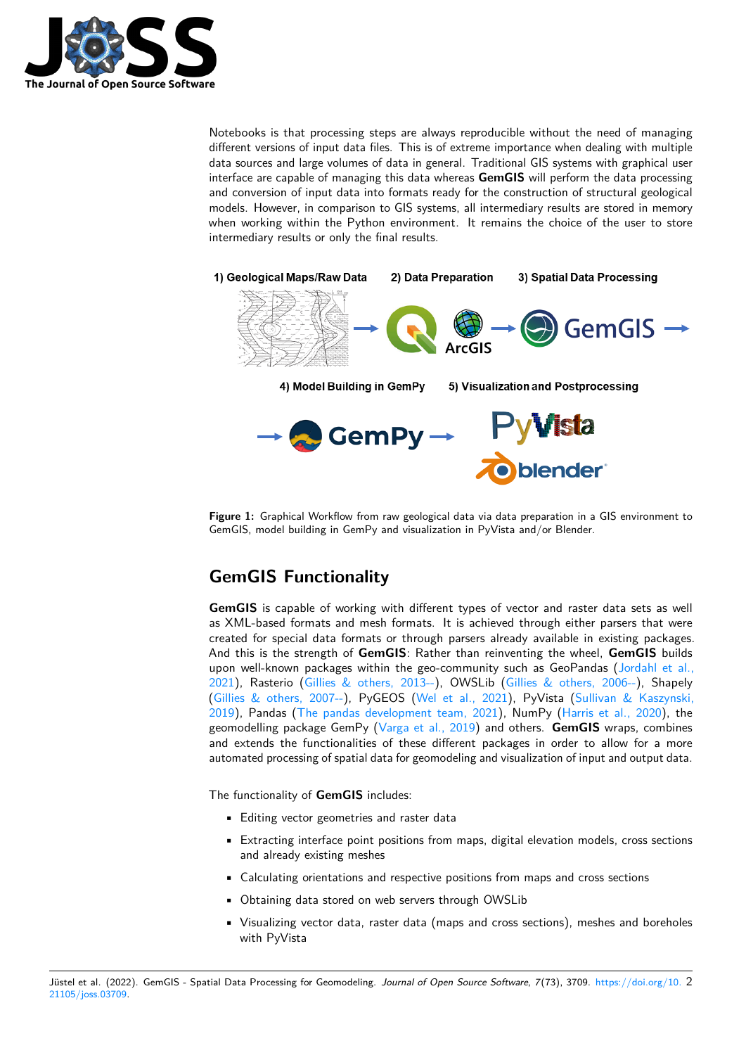Notebooks is that processing steps are always reproducible without the need of managing different versions of input data files. This is of extreme importance when dealing with multiple data sources and large volumes of data in general. Traditional GIS systems with graphical user interface are capable of managing this data whereas **GemGIS** will perform the data processing and conversion of input data into formats ready for the construction of structural geological models. However, in comparison to GIS systems, all intermediary results are stored in memory when working within the Python environment. It remains the choice of the user to store intermediary results or only the final results.

**Figure 1:** Graphical Workflow from raw geological data via data preparation in a GIS environment to GemGIS, model building in GemPy and visualization in PyVista and/or Blender.

## GemGIS Functionality

**GemGIS** is capable of working with different types of vector and raster data sets as well as XML-based formats and mesh formats. It is achieved through either parsers that were created for special data formats or through parsers already available in existing packages. And this is the strength of **GemGIS**: Rather than reinventing the wheel, **GemGIS** builds upon well-known packages within the geo-community such as GeoPandas (Jordahl et al., 2021), Rasterio (Gillies & others, 2013--), OWSLib (Gillies & others, 2006--), Shapely (Gillies & others, 2007--), PyGEOS (Wel et al., 2021), PyVista (Sullivan & Kaszynski, 2019), Pandas (The pandas development team, 2021), NumPy (Harris et al., 2020), the geomodelling package GemPy (Varga et al., 2019) and others. **GemGIS** wraps, combines and extends the functionalities of these different packages in order to allow for a more automated processing of spatial data for geomodeling and visualization of input and output data.

The functionality of **GemGIS** includes:

- Editing vector geometries and raster data
- Extracting interface point positions from maps, digital elevation models, cross sections and already existing meshes
- Calculating orientations and respective positions from maps and cross sections
- Obtaining data stored on web servers through OWSLib
- Visualizing vector data, raster data (maps and cross sections), meshes and boreholes with PyVista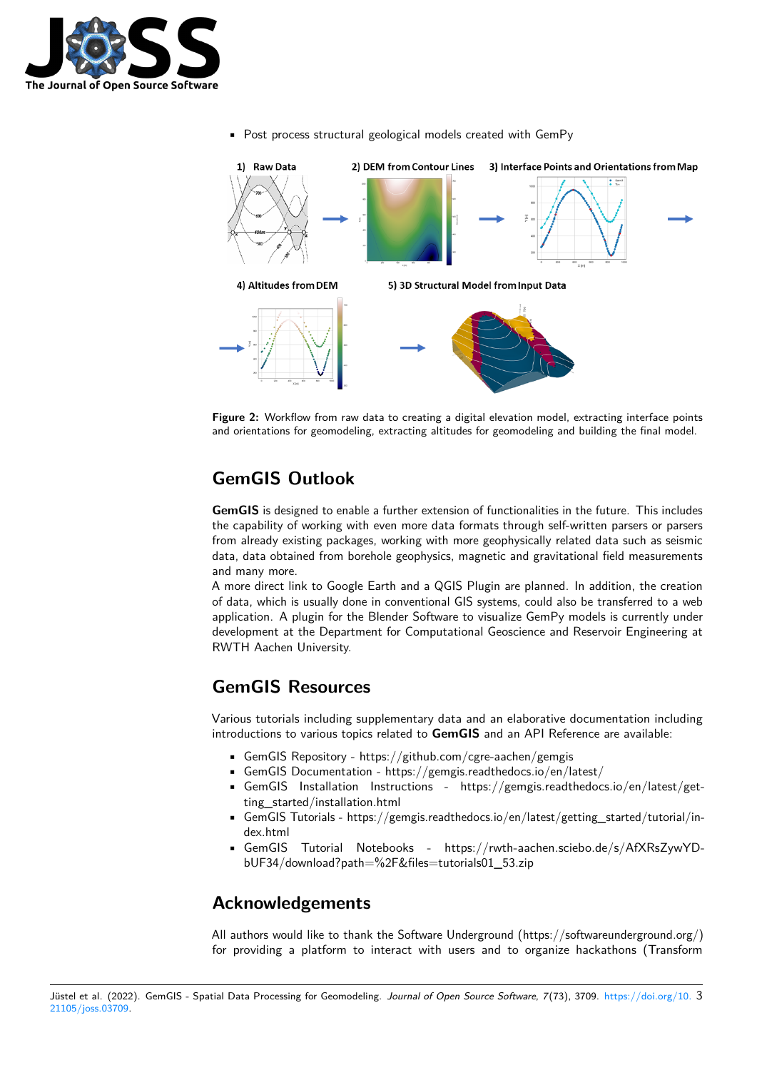- Post process structural geological models created with GemPy

1) Raw Data

2) DEM from Contour Lines

3) Interface Points and Orientations from Map

4) Altitudes from DEM

5) 3D Structural Model from Input Data

**Figure 2:** Workflow from raw data to creating a digital elevation model, extracting interface points and orientations for geomodeling, extracting altitudes for geomodeling and building the final model.

## GemGIS Outlook

**GemGIS** is designed to enable a further extension of functionalities in the future. This includes the capability of working with even more data formats through self-written parsers or parsers from already existing packages, working with more geophysically related data such as seismic data, data obtained from borehole geophysics, magnetic and gravitational field measurements and many more.
A more direct link to Google Earth and a QGIS Plugin are planned. In addition, the creation of data, which is usually done in conventional GIS systems, could also be transferred to a web application. A plugin for the Blender Software to visualize GemPy models is currently under development at the Department for Computational Geoscience and Reservoir Engineering at RWTH Aachen University.

## GemGIS Resources

Various tutorials including supplementary data and an elaborative documentation including introductions to various topics related to **GemGIS** and an API Reference are available:

- GemGIS Repository - https://github.com/cgre-aachen/gemgis
- GemGIS Documentation - https://gemgis.readthedocs.io/en/latest/
- GemGIS Installation Instructions - https://gemgis.readthedocs.io/en/latest/getting_started/installation.html
- GemGIS Tutorials - https://gemgis.readthedocs.io/en/latest/getting_started/tutorial/index.html
- GemGIS Tutorial Notebooks - https://rwth-aachen.sciebo.de/s/AfXRsZywYDbUF34/download?path=%2F&files=tutorials01_53.zip

## Acknowledgements

All authors would like to thank the Software Underground (https://softwareunderground.org/) for providing a platform to interact with users and to organize hackathons (Transform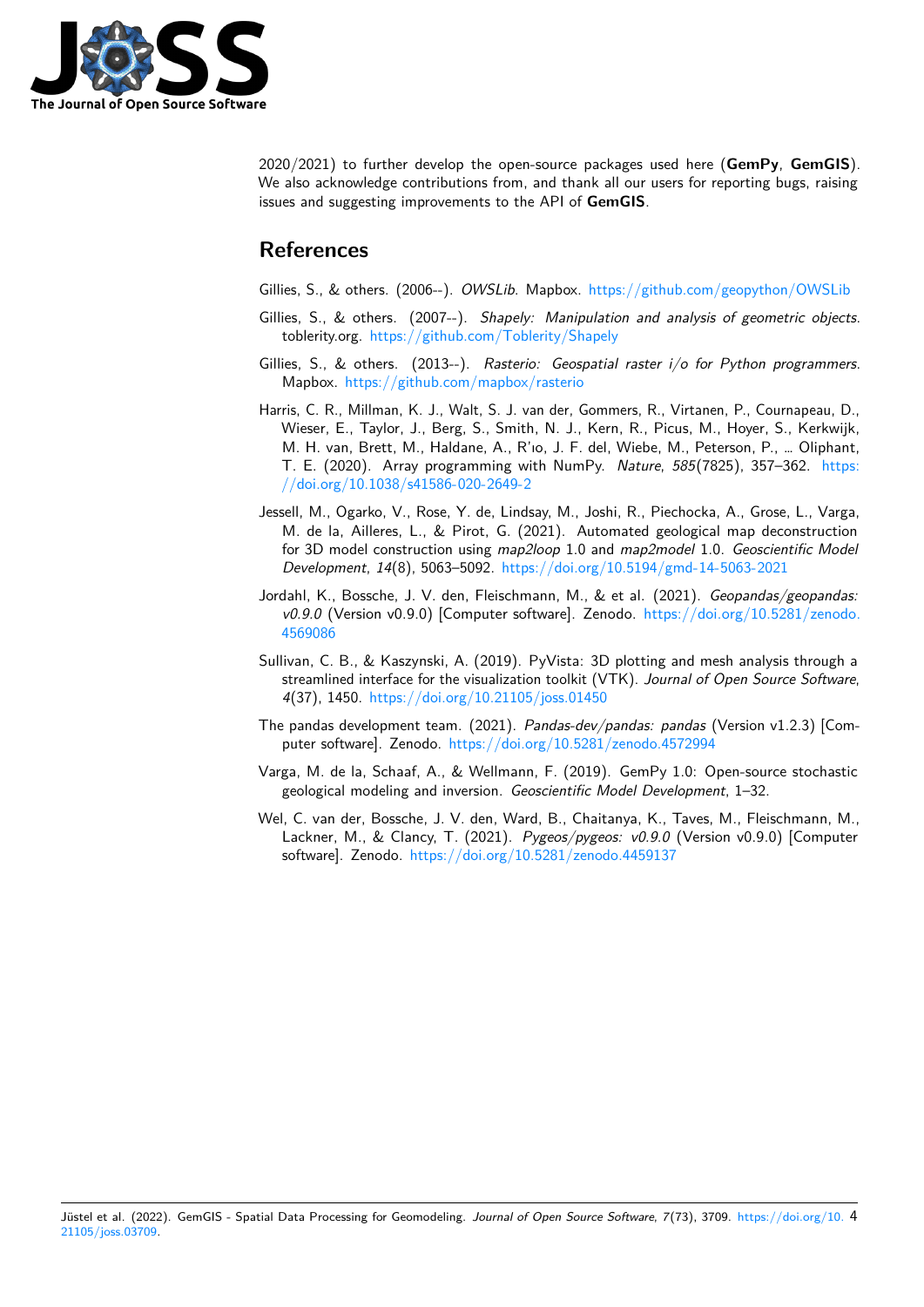2020/2021) to further develop the open-source packages used here (**GemPy**, **GemGIS**). We also acknowledge contributions from, and thank all our users for reporting bugs, raising issues and suggesting improvements to the API of **GemGIS**.

## References

Gillies, S., & others. (2006--). *OWSLib*. Mapbox. https://github.com/geopython/OWSLib

Gillies, S., & others. (2007--). *Shapely: Manipulation and analysis of geometric objects*. toblerity.org. https://github.com/Toblerity/Shapely

Gillies, S., & others. (2013--). *Rasterio: Geospatial raster i/o for Python programmers*. Mapbox. https://github.com/mapbox/rasterio

Harris, C. R., Millman, K. J., Walt, S. J. van der, Gommers, R., Virtanen, P., Cournapeau, D., Wieser, E., Taylor, J., Berg, S., Smith, N. J., Kern, R., Picus, M., Hoyer, S., Kerkwijk, M. H. van, Brett, M., Haldane, A., R'ıo, J. F. del, Wiebe, M., Peterson, P., … Oliphant, T. E. (2020). Array programming with NumPy. *Nature*, *585*(7825), 357–362. https://doi.org/10.1038/s41586-020-2649-2

Jessell, M., Ogarko, V., Rose, Y. de, Lindsay, M., Joshi, R., Piechocka, A., Grose, L., Varga, M. de la, Ailleres, L., & Pirot, G. (2021). Automated geological map deconstruction for 3D model construction using *map2loop* 1.0 and *map2model* 1.0. *Geoscientific Model Development*, *14*(8), 5063–5092. https://doi.org/10.5194/gmd-14-5063-2021

Jordahl, K., Bossche, J. V. den, Fleischmann, M., & et al. (2021). *Geopandas/geopandas: v0.9.0* (Version v0.9.0) [Computer software]. Zenodo. https://doi.org/10.5281/zenodo.4569086

Sullivan, C. B., & Kaszynski, A. (2019). PyVista: 3D plotting and mesh analysis through a streamlined interface for the visualization toolkit (VTK). *Journal of Open Source Software*, *4*(37), 1450. https://doi.org/10.21105/joss.01450

The pandas development team. (2021). *Pandas-dev/pandas: pandas* (Version v1.2.3) [Computer software]. Zenodo. https://doi.org/10.5281/zenodo.4572994

Varga, M. de la, Schaaf, A., & Wellmann, F. (2019). GemPy 1.0: Open-source stochastic geological modeling and inversion. *Geoscientific Model Development*, 1–32.

Wel, C. van der, Bossche, J. V. den, Ward, B., Chaitanya, K., Taves, M., Fleischmann, M., Lackner, M., & Clancy, T. (2021). *Pygeos/pygeos: v0.9.0* (Version v0.9.0) [Computer software]. Zenodo. https://doi.org/10.5281/zenodo.4459137